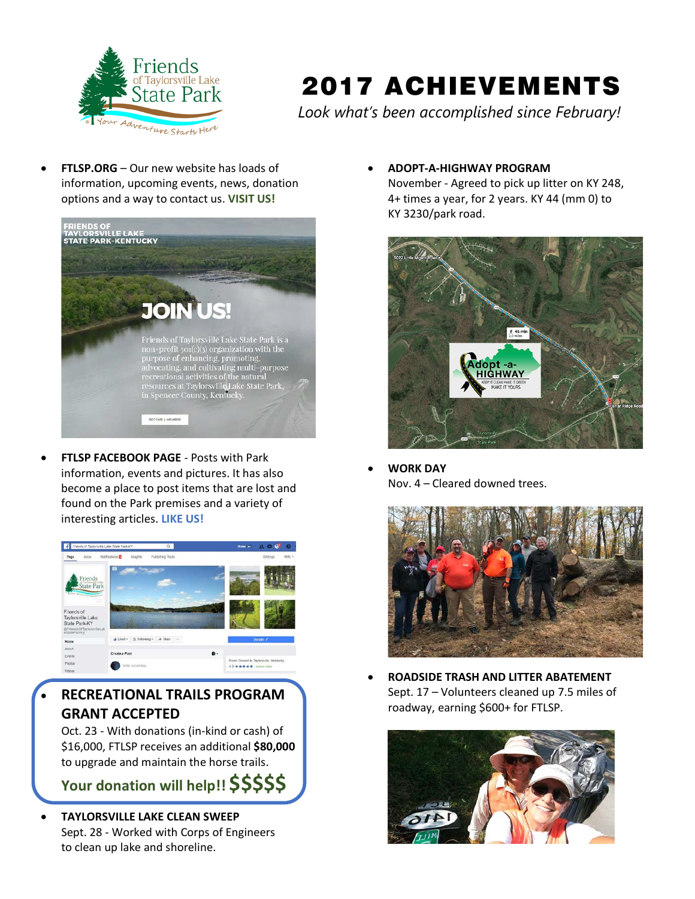# 2017 ACHIEVEMENTS

*Look what's been accomplished since February!*

- **FTLSP.ORG** – Our new website has loads of information, upcoming events, news, donation options and a way to contact us. **VISIT US!**

- **FTLSP FACEBOOK PAGE** - Posts with Park information, events and pictures. It has also become a place to post items that are lost and found on the Park premises and a variety of interesting articles. **LIKE US!**

- **RECREATIONAL TRAILS PROGRAM GRANT ACCEPTED**
  Oct. 23 - With donations (in-kind or cash) of $16,000, FTLSP receives an additional **$80,000** to upgrade and maintain the horse trails.
  **Your donation will help!! $$$$$**

- **TAYLORSVILLE LAKE CLEAN SWEEP**
  Sept. 28 - Worked with Corps of Engineers to clean up lake and shoreline.

- **ADOPT-A-HIGHWAY PROGRAM**
  November - Agreed to pick up litter on KY 248, 4+ times a year, for 2 years. KY 44 (mm 0) to KY 3230/park road.

- **WORK DAY**
  Nov. 4 – Cleared downed trees.

- **ROADSIDE TRASH AND LITTER ABATEMENT**
  Sept. 17 – Volunteers cleaned up 7.5 miles of roadway, earning $600+ for FTLSP.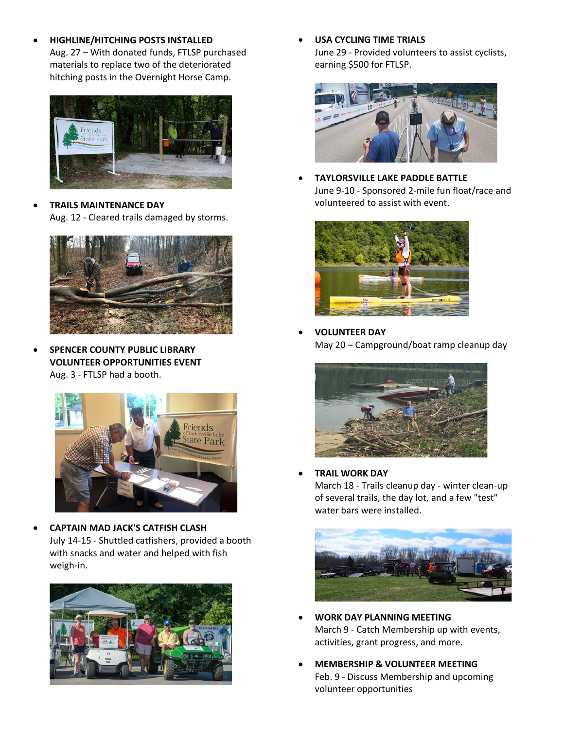- **HIGHLINE/HITCHING POSTS INSTALLED**
  Aug. 27 – With donated funds, FTLSP purchased materials to replace two of the deteriorated hitching posts in the Overnight Horse Camp.

- **TRAILS MAINTENANCE DAY**
  Aug. 12 - Cleared trails damaged by storms.

- **SPENCER COUNTY PUBLIC LIBRARY VOLUNTEER OPPORTUNITIES EVENT**
  Aug. 3 - FTLSP had a booth.

- **CAPTAIN MAD JACK'S CATFISH CLASH**
  July 14-15 - Shuttled catfishers, provided a booth with snacks and water and helped with fish weigh-in.

- **USA CYCLING TIME TRIALS**
  June 29 - Provided volunteers to assist cyclists, earning $500 for FTLSP.

- **TAYLORSVILLE LAKE PADDLE BATTLE**
  June 9-10 - Sponsored 2-mile fun float/race and volunteered to assist with event.

- **VOLUNTEER DAY**
  May 20 – Campground/boat ramp cleanup day

- **TRAIL WORK DAY**
  March 18 - Trails cleanup day - winter clean-up of several trails, the day lot, and a few "test" water bars were installed.

- **WORK DAY PLANNING MEETING**
  March 9 - Catch Membership up with events, activities, grant progress, and more.

- **MEMBERSHIP & VOLUNTEER MEETING**
  Feb. 9 - Discuss Membership and upcoming volunteer opportunities